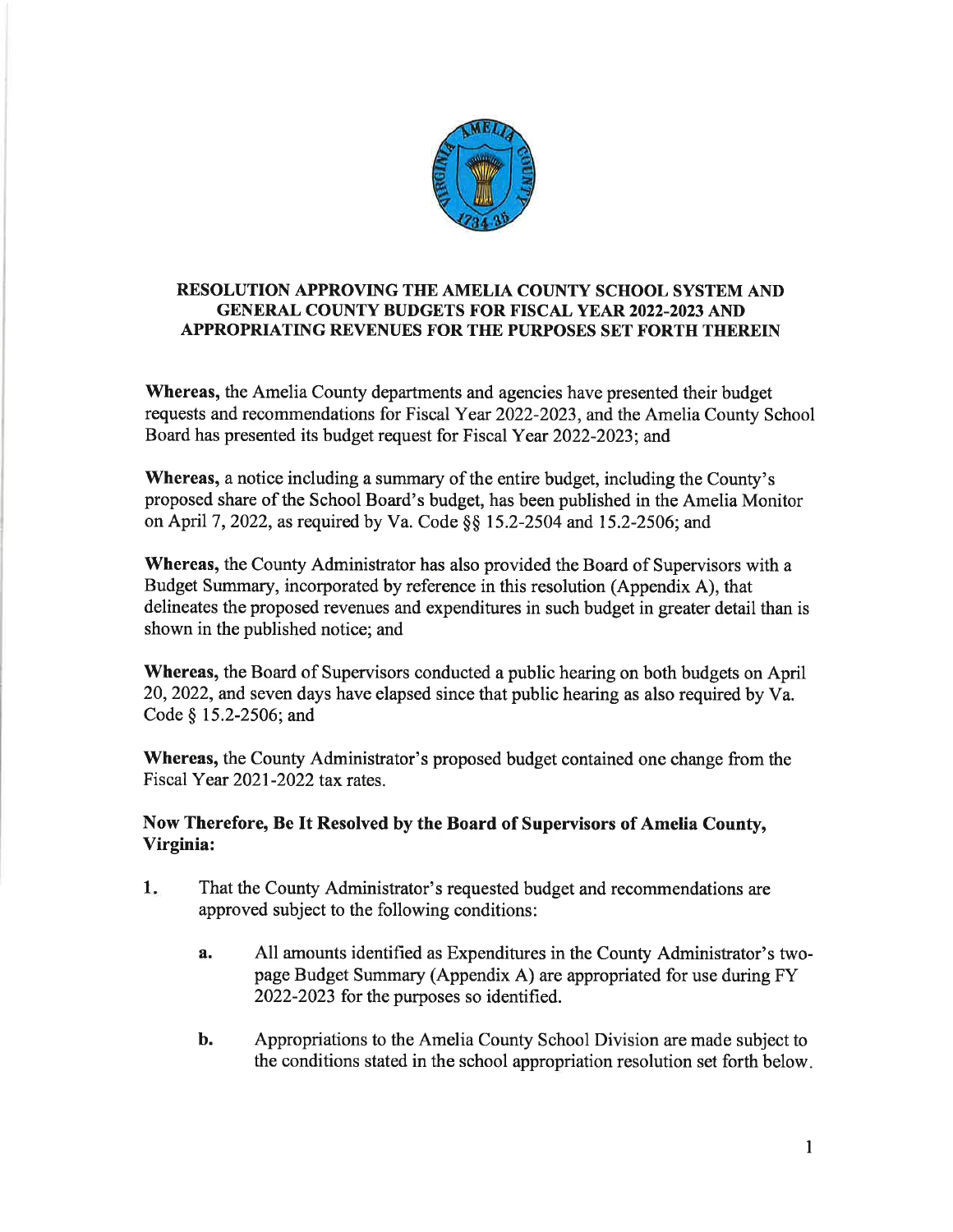## RESOLUTION APPROVING THE AMELIA COUNTY SCHOOL SYSTEM AND GENERAL COUNTY BUDGETS FOR FISCAL YEAR 2022-2023 AND APPROPRIATING REVENUES FOR THE PURPOSES SET FORTH THEREIN

**Whereas,** the Amelia County departments and agencies have presented their budget requests and recommendations for Fiscal Year 2022-2023, and the Amelia County School Board has presented its budget request for Fiscal Year 2022-2023; and

**Whereas,** a notice including a summary of the entire budget, including the County's proposed share of the School Board's budget, has been published in the Amelia Monitor on April 7, 2022, as required by Va. Code §§ 15.2-2504 and 15.2-2506; and

**Whereas,** the County Administrator has also provided the Board of Supervisors with a Budget Summary, incorporated by reference in this resolution (Appendix A), that delineates the proposed revenues and expenditures in such budget in greater detail than is shown in the published notice; and

**Whereas,** the Board of Supervisors conducted a public hearing on both budgets on April 20, 2022, and seven days have elapsed since that public hearing as also required by Va. Code § 15.2-2506; and

**Whereas,** the County Administrator's proposed budget contained one change from the Fiscal Year 2021-2022 tax rates.

**Now Therefore, Be It Resolved by the Board of Supervisors of Amelia County, Virginia:**

1. That the County Administrator's requested budget and recommendations are approved subject to the following conditions:

   **a.** All amounts identified as Expenditures in the County Administrator's two-page Budget Summary (Appendix A) are appropriated for use during FY 2022-2023 for the purposes so identified.

   **b.** Appropriations to the Amelia County School Division are made subject to the conditions stated in the school appropriation resolution set forth below.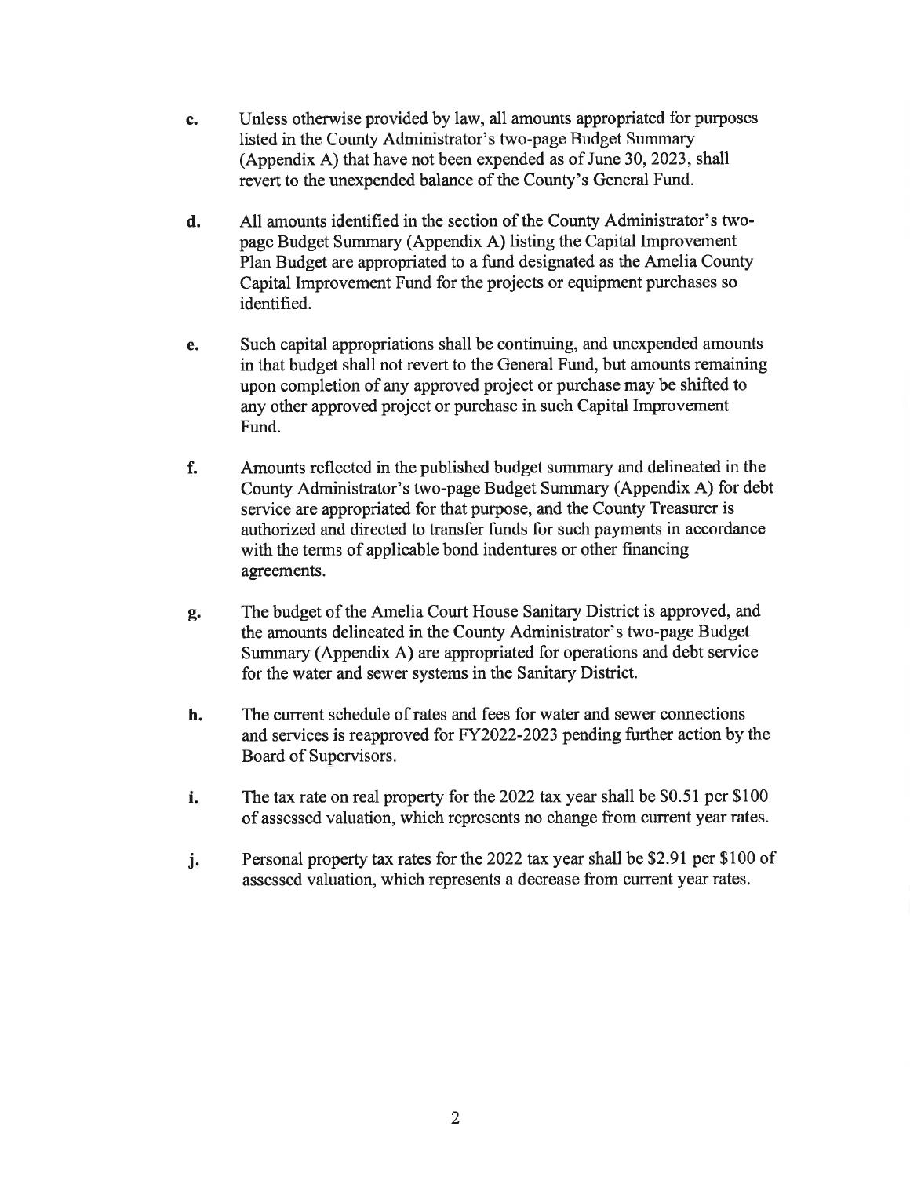c. Unless otherwise provided by law, all amounts appropriated for purposes listed in the County Administrator's two-page Budget Summary (Appendix A) that have not been expended as of June 30, 2023, shall revert to the unexpended balance of the County's General Fund.

d. All amounts identified in the section of the County Administrator's two-page Budget Summary (Appendix A) listing the Capital Improvement Plan Budget are appropriated to a fund designated as the Amelia County Capital Improvement Fund for the projects or equipment purchases so identified.

e. Such capital appropriations shall be continuing, and unexpended amounts in that budget shall not revert to the General Fund, but amounts remaining upon completion of any approved project or purchase may be shifted to any other approved project or purchase in such Capital Improvement Fund.

f. Amounts reflected in the published budget summary and delineated in the County Administrator's two-page Budget Summary (Appendix A) for debt service are appropriated for that purpose, and the County Treasurer is authorized and directed to transfer funds for such payments in accordance with the terms of applicable bond indentures or other financing agreements.

g. The budget of the Amelia Court House Sanitary District is approved, and the amounts delineated in the County Administrator's two-page Budget Summary (Appendix A) are appropriated for operations and debt service for the water and sewer systems in the Sanitary District.

h. The current schedule of rates and fees for water and sewer connections and services is reapproved for FY2022-2023 pending further action by the Board of Supervisors.

i. The tax rate on real property for the 2022 tax year shall be $0.51 per $100 of assessed valuation, which represents no change from current year rates.

j. Personal property tax rates for the 2022 tax year shall be $2.91 per $100 of assessed valuation, which represents a decrease from current year rates.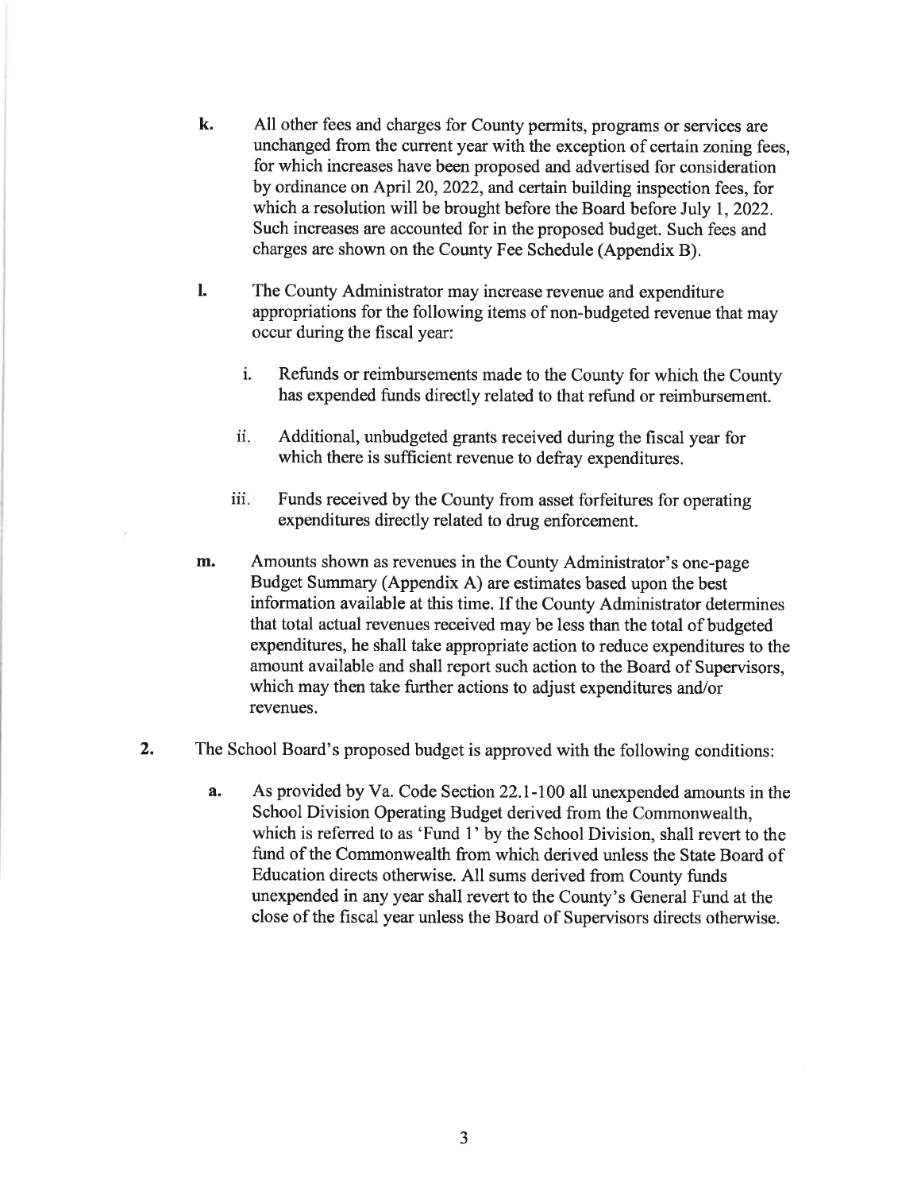k. All other fees and charges for County permits, programs or services are unchanged from the current year with the exception of certain zoning fees, for which increases have been proposed and advertised for consideration by ordinance on April 20, 2022, and certain building inspection fees, for which a resolution will be brought before the Board before July 1, 2022. Such increases are accounted for in the proposed budget. Such fees and charges are shown on the County Fee Schedule (Appendix B).

l. The County Administrator may increase revenue and expenditure appropriations for the following items of non-budgeted revenue that may occur during the fiscal year:

   i. Refunds or reimbursements made to the County for which the County has expended funds directly related to that refund or reimbursement.

   ii. Additional, unbudgeted grants received during the fiscal year for which there is sufficient revenue to defray expenditures.

   iii. Funds received by the County from asset forfeitures for operating expenditures directly related to drug enforcement.

m. Amounts shown as revenues in the County Administrator's one-page Budget Summary (Appendix A) are estimates based upon the best information available at this time. If the County Administrator determines that total actual revenues received may be less than the total of budgeted expenditures, he shall take appropriate action to reduce expenditures to the amount available and shall report such action to the Board of Supervisors, which may then take further actions to adjust expenditures and/or revenues.

**2.** The School Board's proposed budget is approved with the following conditions:

   **a.** As provided by Va. Code Section 22.1-100 all unexpended amounts in the School Division Operating Budget derived from the Commonwealth, which is referred to as 'Fund 1' by the School Division, shall revert to the fund of the Commonwealth from which derived unless the State Board of Education directs otherwise. All sums derived from County funds unexpended in any year shall revert to the County's General Fund at the close of the fiscal year unless the Board of Supervisors directs otherwise.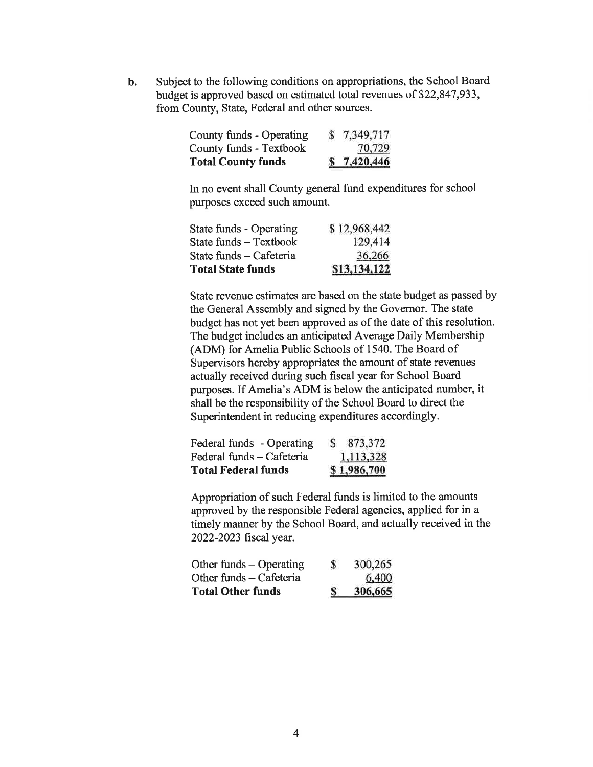**b.** Subject to the following conditions on appropriations, the School Board budget is approved based on estimated total revenues of $22,847,933, from County, State, Federal and other sources.

| | |
|---|---|
| County funds - Operating | $ 7,349,717 |
| County funds - Textbook | 70,729 |
| **Total County funds** | **$ 7,420,446** |

In no event shall County general fund expenditures for school purposes exceed such amount.

| | |
|---|---|
| State funds - Operating | $ 12,968,442 |
| State funds – Textbook | 129,414 |
| State funds – Cafeteria | 36,266 |
| **Total State funds** | **$13,134,122** |

State revenue estimates are based on the state budget as passed by the General Assembly and signed by the Governor. The state budget has not yet been approved as of the date of this resolution. The budget includes an anticipated Average Daily Membership (ADM) for Amelia Public Schools of 1540. The Board of Supervisors hereby appropriates the amount of state revenues actually received during such fiscal year for School Board purposes. If Amelia's ADM is below the anticipated number, it shall be the responsibility of the School Board to direct the Superintendent in reducing expenditures accordingly.

| | |
|---|---|
| Federal funds - Operating | $ 873,372 |
| Federal funds – Cafeteria | 1,113,328 |
| **Total Federal funds** | **$ 1,986,700** |

Appropriation of such Federal funds is limited to the amounts approved by the responsible Federal agencies, applied for in a timely manner by the School Board, and actually received in the 2022-2023 fiscal year.

| | |
|---|---|
| Other funds – Operating | $ 300,265 |
| Other funds – Cafeteria | 6,400 |
| **Total Other funds** | **$ 306,665** |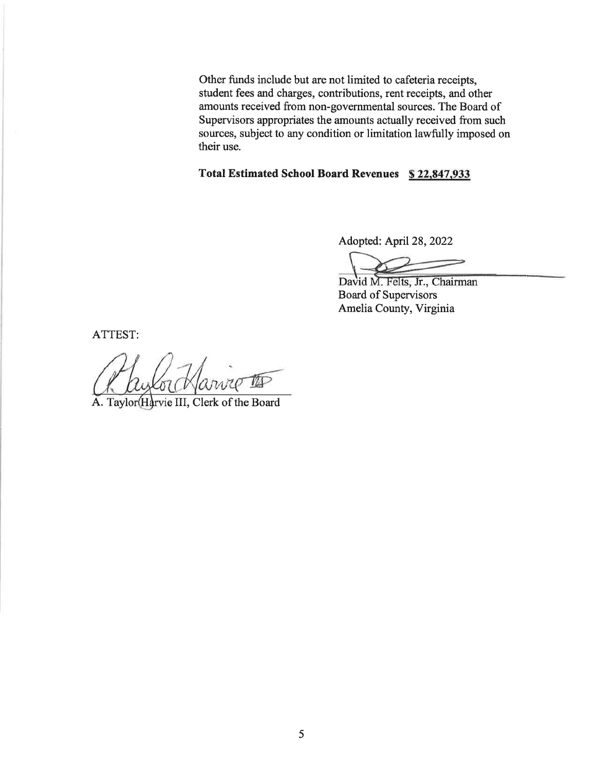Other funds include but are not limited to cafeteria receipts, student fees and charges, contributions, rent receipts, and other amounts received from non-governmental sources. The Board of Supervisors appropriates the amounts actually received from such sources, subject to any condition or limitation lawfully imposed on their use.

**Total Estimated School Board Revenues** **$ 22,847,933**

Adopted: April 28, 2022

David M. Felts, Jr., Chairman
Board of Supervisors
Amelia County, Virginia

ATTEST:

A. Taylor Harvie III, Clerk of the Board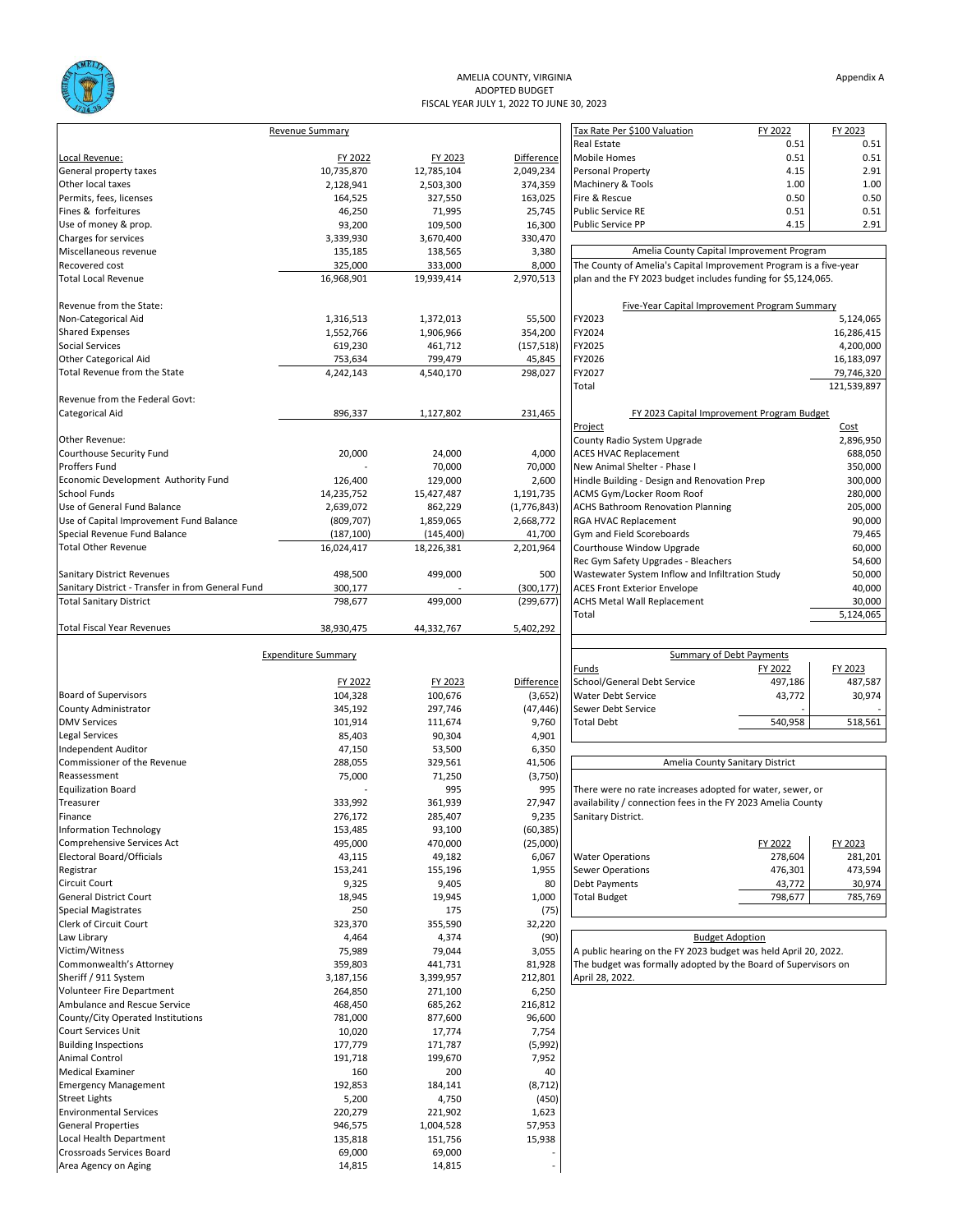# AMELIA COUNTY, VIRGINIA
## ADOPTED BUDGET
## FISCAL YEAR JULY 1, 2022 TO JUNE 30, 2023

Appendix A

### Revenue Summary

| Local Revenue: | FY 2022 | FY 2023 | Difference |
|---|---|---|---|
| General property taxes | 10,735,870 | 12,785,104 | 2,049,234 |
| Other local taxes | 2,128,941 | 2,503,300 | 374,359 |
| Permits, fees, licenses | 164,525 | 327,550 | 163,025 |
| Fines & forfeitures | 46,250 | 71,995 | 25,745 |
| Use of money & prop. | 93,200 | 109,500 | 16,300 |
| Charges for services | 3,339,930 | 3,670,400 | 330,470 |
| Miscellaneous revenue | 135,185 | 138,565 | 3,380 |
| Recovered cost | 325,000 | 333,000 | 8,000 |
| Total Local Revenue | 16,968,901 | 19,939,414 | 2,970,513 |
| | | | |
| Revenue from the State: | | | |
| Non-Categorical Aid | 1,316,513 | 1,372,013 | 55,500 |
| Shared Expenses | 1,552,766 | 1,906,966 | 354,200 |
| Social Services | 619,230 | 461,712 | (157,518) |
| Other Categorical Aid | 753,634 | 799,479 | 45,845 |
| Total Revenue from the State | 4,242,143 | 4,540,170 | 298,027 |
| | | | |
| Revenue from the Federal Govt: | | | |
| Categorical Aid | 896,337 | 1,127,802 | 231,465 |
| | | | |
| Other Revenue: | | | |
| Courthouse Security Fund | 20,000 | 24,000 | 4,000 |
| Proffers Fund | - | 70,000 | 70,000 |
| Economic Development Authority Fund | 126,400 | 129,000 | 2,600 |
| School Funds | 14,235,752 | 15,427,487 | 1,191,735 |
| Use of General Fund Balance | 2,639,072 | 862,229 | (1,776,843) |
| Use of Capital Improvement Fund Balance | (809,707) | 1,859,065 | 2,668,772 |
| Special Revenue Fund Balance | (187,100) | (145,400) | 41,700 |
| Total Other Revenue | 16,024,417 | 18,226,381 | 2,201,964 |
| | | | |
| Sanitary District Revenues | 498,500 | 499,000 | 500 |
| Sanitary District - Transfer in from General Fund | 300,177 | - | (300,177) |
| Total Sanitary District | 798,677 | 499,000 | (299,677) |
| | | | |
| Total Fiscal Year Revenues | 38,930,475 | 44,332,767 | 5,402,292 |

### Expenditure Summary

| | FY 2022 | FY 2023 | Difference |
|---|---|---|---|
| Board of Supervisors | 104,328 | 100,676 | (3,652) |
| County Administrator | 345,192 | 297,746 | (47,446) |
| DMV Services | 101,914 | 111,674 | 9,760 |
| Legal Services | 85,403 | 90,304 | 4,901 |
| Independent Auditor | 47,150 | 53,500 | 6,350 |
| Commissioner of the Revenue | 288,055 | 329,561 | 41,506 |
| Reassessment | 75,000 | 71,250 | (3,750) |
| Equilization Board | - | 995 | 995 |
| Treasurer | 333,992 | 361,939 | 27,947 |
| Finance | 276,172 | 285,407 | 9,235 |
| Information Technology | 153,485 | 93,100 | (60,385) |
| Comprehensive Services Act | 495,000 | 470,000 | (25,000) |
| Electoral Board/Officials | 43,115 | 49,182 | 6,067 |
| Registrar | 153,241 | 155,196 | 1,955 |
| Circuit Court | 9,325 | 9,405 | 80 |
| General District Court | 18,945 | 19,945 | 1,000 |
| Special Magistrates | 250 | 175 | (75) |
| Clerk of Circuit Court | 323,370 | 355,590 | 32,220 |
| Law Library | 4,464 | 4,374 | (90) |
| Victim/Witness | 75,989 | 79,044 | 3,055 |
| Commonwealth's Attorney | 359,803 | 441,731 | 81,928 |
| Sheriff / 911 System | 3,187,156 | 3,399,957 | 212,801 |
| Volunteer Fire Department | 264,850 | 271,100 | 6,250 |
| Ambulance and Rescue Service | 468,450 | 685,262 | 216,812 |
| County/City Operated Institutions | 781,000 | 877,600 | 96,600 |
| Court Services Unit | 10,020 | 17,774 | 7,754 |
| Building Inspections | 177,779 | 171,787 | (5,992) |
| Animal Control | 191,718 | 199,670 | 7,952 |
| Medical Examiner | 160 | 200 | 40 |
| Emergency Management | 192,853 | 184,141 | (8,712) |
| Street Lights | 5,200 | 4,750 | (450) |
| Environmental Services | 220,279 | 221,902 | 1,623 |
| General Properties | 946,575 | 1,004,528 | 57,953 |
| Local Health Department | 135,818 | 151,756 | 15,938 |
| Crossroads Services Board | 69,000 | 69,000 | - |
| Area Agency on Aging | 14,815 | 14,815 | - |

### Tax Rate Per $100 Valuation

| Tax Rate Per $100 Valuation | FY 2022 | FY 2023 |
|---|---|---|
| Real Estate | 0.51 | 0.51 |
| Mobile Homes | 0.51 | 0.51 |
| Personal Property | 4.15 | 2.91 |
| Machinery & Tools | 1.00 | 1.00 |
| Fire & Rescue | 0.50 | 0.50 |
| Public Service RE | 0.51 | 0.51 |
| Public Service PP | 4.15 | 2.91 |

### Amelia County Capital Improvement Program

The County of Amelia's Capital Improvement Program is a five-year plan and the FY 2023 budget includes funding for $5,124,065.

#### Five-Year Capital Improvement Program Summary

| | |
|---|---|
| FY2023 | 5,124,065 |
| FY2024 | 16,286,415 |
| FY2025 | 4,200,000 |
| FY2026 | 16,183,097 |
| FY2027 | 79,746,320 |
| Total | 121,539,897 |

#### FY 2023 Capital Improvement Program Budget

| Project | Cost |
|---|---|
| County Radio System Upgrade | 2,896,950 |
| ACES HVAC Replacement | 688,050 |
| New Animal Shelter - Phase I | 350,000 |
| Hindle Building - Design and Renovation Prep | 300,000 |
| ACMS Gym/Locker Room Roof | 280,000 |
| ACHS Bathroom Renovation Planning | 205,000 |
| RGA HVAC Replacement | 90,000 |
| Gym and Field Scoreboards | 79,465 |
| Courthouse Window Upgrade | 60,000 |
| Rec Gym Safety Upgrades - Bleachers | 54,600 |
| Wastewater System Inflow and Infiltration Study | 50,000 |
| ACES Front Exterior Envelope | 40,000 |
| ACHS Metal Wall Replacement | 30,000 |
| Total | 5,124,065 |

### Summary of Debt Payments

| Funds | FY 2022 | FY 2023 |
|---|---|---|
| School/General Debt Service | 497,186 | 487,587 |
| Water Debt Service | 43,772 | 30,974 |
| Sewer Debt Service | - | - |
| Total Debt | 540,958 | 518,561 |

### Amelia County Sanitary District

There were no rate increases adopted for water, sewer, or availability / connection fees in the FY 2023 Amelia County Sanitary District.

| | FY 2022 | FY 2023 |
|---|---|---|
| Water Operations | 278,604 | 281,201 |
| Sewer Operations | 476,301 | 473,594 |
| Debt Payments | 43,772 | 30,974 |
| Total Budget | 798,677 | 785,769 |

### Budget Adoption

A public hearing on the FY 2023 budget was held April 20, 2022. The budget was formally adopted by the Board of Supervisors on April 28, 2022.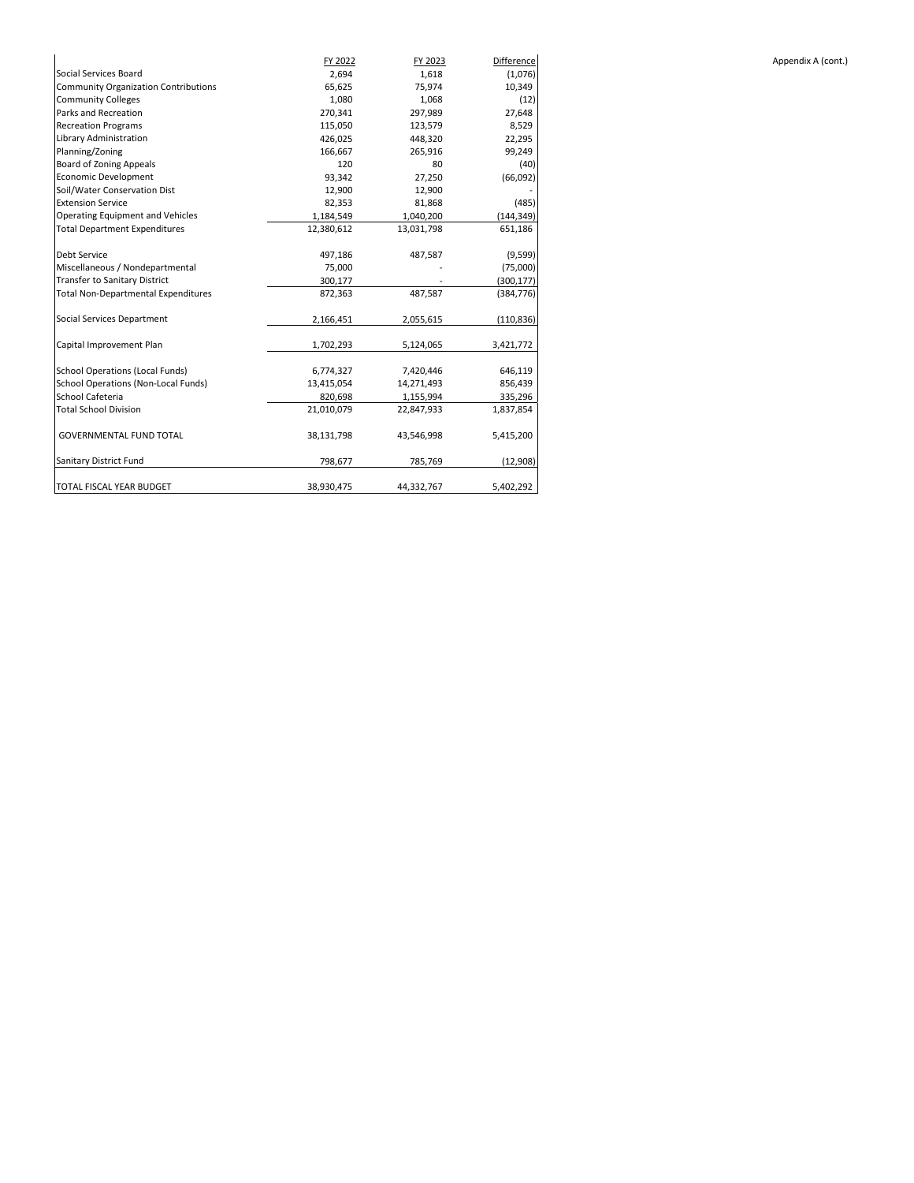Appendix A (cont.)

| | FY 2022 | FY 2023 | Difference |
|---|---|---|---|
| Social Services Board | 2,694 | 1,618 | (1,076) |
| Community Organization Contributions | 65,625 | 75,974 | 10,349 |
| Community Colleges | 1,080 | 1,068 | (12) |
| Parks and Recreation | 270,341 | 297,989 | 27,648 |
| Recreation Programs | 115,050 | 123,579 | 8,529 |
| Library Administration | 426,025 | 448,320 | 22,295 |
| Planning/Zoning | 166,667 | 265,916 | 99,249 |
| Board of Zoning Appeals | 120 | 80 | (40) |
| Economic Development | 93,342 | 27,250 | (66,092) |
| Soil/Water Conservation Dist | 12,900 | 12,900 | - |
| Extension Service | 82,353 | 81,868 | (485) |
| Operating Equipment and Vehicles | 1,184,549 | 1,040,200 | (144,349) |
| Total Department Expenditures | 12,380,612 | 13,031,798 | 651,186 |
| | | | |
| Debt Service | 497,186 | 487,587 | (9,599) |
| Miscellaneous / Nondepartmental | 75,000 | - | (75,000) |
| Transfer to Sanitary District | 300,177 | - | (300,177) |
| Total Non-Departmental Expenditures | 872,363 | 487,587 | (384,776) |
| | | | |
| Social Services Department | 2,166,451 | 2,055,615 | (110,836) |
| | | | |
| Capital Improvement Plan | 1,702,293 | 5,124,065 | 3,421,772 |
| | | | |
| School Operations (Local Funds) | 6,774,327 | 7,420,446 | 646,119 |
| School Operations (Non-Local Funds) | 13,415,054 | 14,271,493 | 856,439 |
| School Cafeteria | 820,698 | 1,155,994 | 335,296 |
| Total School Division | 21,010,079 | 22,847,933 | 1,837,854 |
| | | | |
| GOVERNMENTAL FUND TOTAL | 38,131,798 | 43,546,998 | 5,415,200 |
| | | | |
| Sanitary District Fund | 798,677 | 785,769 | (12,908) |
| | | | |
| TOTAL FISCAL YEAR BUDGET | 38,930,475 | 44,332,767 | 5,402,292 |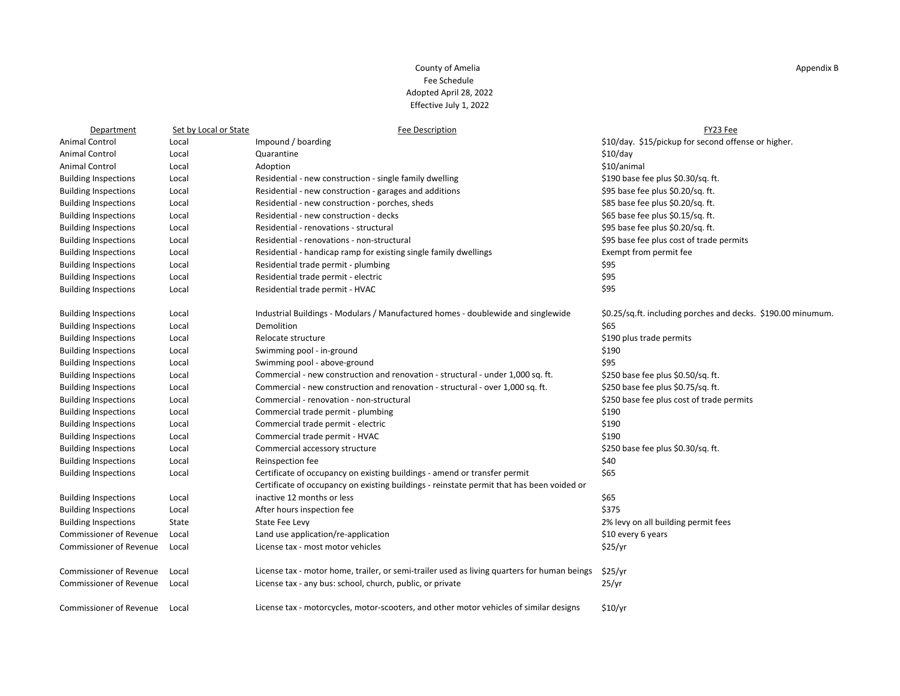Appendix B

County of Amelia
Fee Schedule
Adopted April 28, 2022
Effective July 1, 2022

| Department | Set by Local or State | Fee Description | FY23 Fee |
|---|---|---|---|
| Animal Control | Local | Impound / boarding | $10/day. $15/pickup for second offense or higher. |
| Animal Control | Local | Quarantine | $10/day |
| Animal Control | Local | Adoption | $10/animal |
| Building Inspections | Local | Residential - new construction - single family dwelling | $190 base fee plus $0.30/sq. ft. |
| Building Inspections | Local | Residential - new construction - garages and additions | $95 base fee plus $0.20/sq. ft. |
| Building Inspections | Local | Residential - new construction - porches, sheds | $85 base fee plus $0.20/sq. ft. |
| Building Inspections | Local | Residential - new construction - decks | $65 base fee plus $0.15/sq. ft. |
| Building Inspections | Local | Residential - renovations - structural | $95 base fee plus $0.20/sq. ft. |
| Building Inspections | Local | Residential - renovations - non-structural | $95 base fee plus cost of trade permits |
| Building Inspections | Local | Residential - handicap ramp for existing single family dwellings | Exempt from permit fee |
| Building Inspections | Local | Residential trade permit - plumbing | $95 |
| Building Inspections | Local | Residential trade permit - electric | $95 |
| Building Inspections | Local | Residential trade permit - HVAC | $95 |
| Building Inspections | Local | Industrial Buildings - Modulars / Manufactured homes - doublewide and singlewide | $0.25/sq.ft. including porches and decks. $190.00 minumum. |
| Building Inspections | Local | Demolition | $65 |
| Building Inspections | Local | Relocate structure | $190 plus trade permits |
| Building Inspections | Local | Swimming pool - in-ground | $190 |
| Building Inspections | Local | Swimming pool - above-ground | $95 |
| Building Inspections | Local | Commercial - new construction and renovation - structural - under 1,000 sq. ft. | $250 base fee plus $0.50/sq. ft. |
| Building Inspections | Local | Commercial - new construction and renovation - structural - over 1,000 sq. ft. | $250 base fee plus $0.75/sq. ft. |
| Building Inspections | Local | Commercial - renovation - non-structural | $250 base fee plus cost of trade permits |
| Building Inspections | Local | Commercial trade permit - plumbing | $190 |
| Building Inspections | Local | Commercial trade permit - electric | $190 |
| Building Inspections | Local | Commercial trade permit - HVAC | $190 |
| Building Inspections | Local | Commercial accessory structure | $250 base fee plus $0.30/sq. ft. |
| Building Inspections | Local | Reinspection fee | $40 |
| Building Inspections | Local | Certificate of occupancy on existing buildings - amend or transfer permit | $65 |
| Building Inspections | Local | Certificate of occupancy on existing buildings - reinstate permit that has been voided or inactive 12 months or less | $65 |
| Building Inspections | Local | After hours inspection fee | $375 |
| Building Inspections | State | State Fee Levy | 2% levy on all building permit fees |
| Commissioner of Revenue | Local | Land use application/re-application | $10 every 6 years |
| Commissioner of Revenue | Local | License tax - most motor vehicles | $25/yr |
| Commissioner of Revenue | Local | License tax - motor home, trailer, or semi-trailer used as living quarters for human beings | $25/yr |
| Commissioner of Revenue | Local | License tax - any bus: school, church, public, or private | 25/yr |
| Commissioner of Revenue | Local | License tax - motorcycles, motor-scooters, and other motor vehicles of similar designs | $10/yr |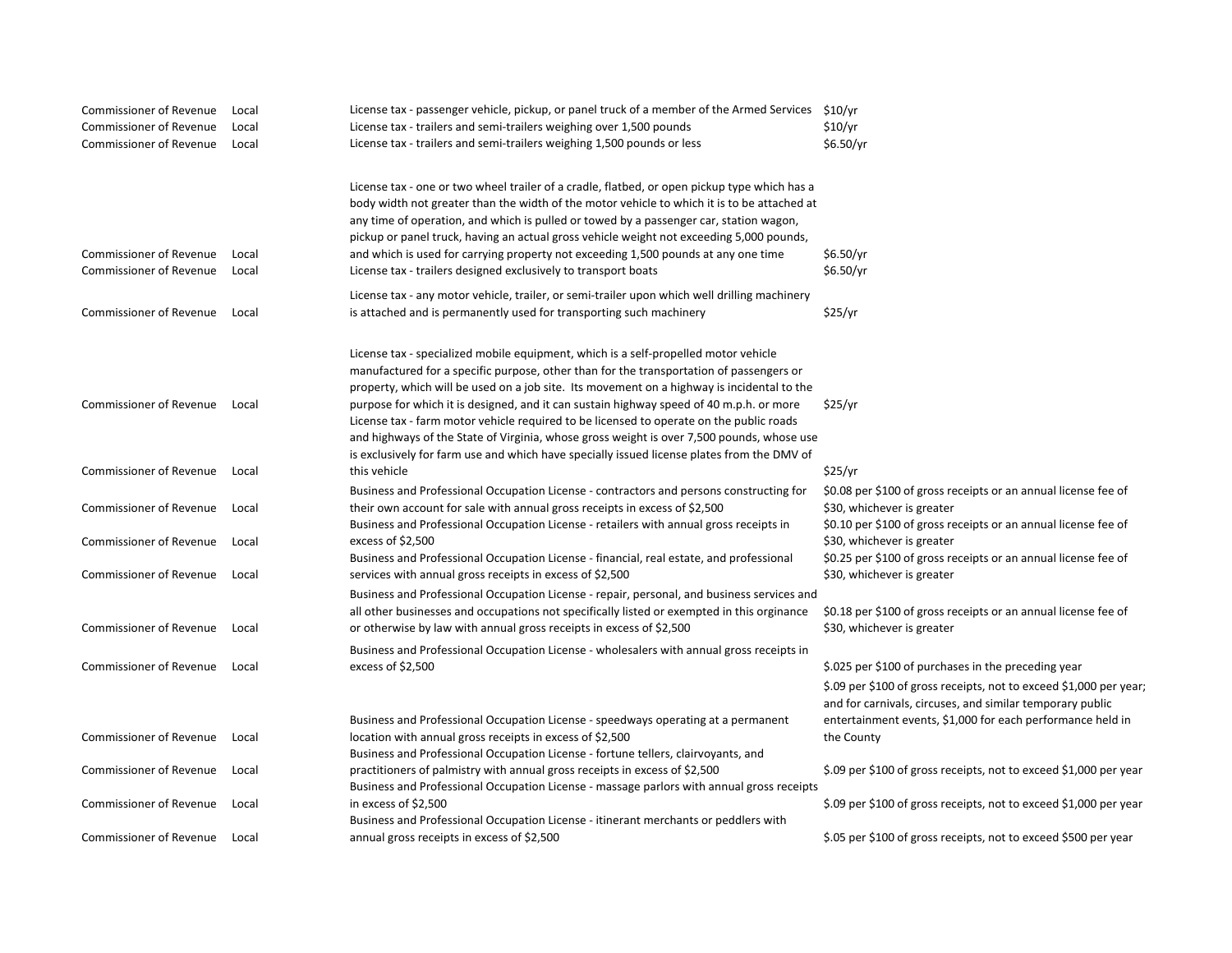| | | | |
|---|---|---|---|
| Commissioner of Revenue | Local | License tax - passenger vehicle, pickup, or panel truck of a member of the Armed Services | $10/yr |
| Commissioner of Revenue | Local | License tax - trailers and semi-trailers weighing over 1,500 pounds | $10/yr |
| Commissioner of Revenue | Local | License tax - trailers and semi-trailers weighing 1,500 pounds or less | $6.50/yr |
| Commissioner of Revenue | Local | License tax - one or two wheel trailer of a cradle, flatbed, or open pickup type which has a body width not greater than the width of the motor vehicle to which it is to be attached at any time of operation, and which is pulled or towed by a passenger car, station wagon, pickup or panel truck, having an actual gross vehicle weight not exceeding 5,000 pounds, and which is used for carrying property not exceeding 1,500 pounds at any one time | $6.50/yr |
| Commissioner of Revenue | Local | License tax - trailers designed exclusively to transport boats | $6.50/yr |
| Commissioner of Revenue | Local | License tax - any motor vehicle, trailer, or semi-trailer upon which well drilling machinery is attached and is permanently used for transporting such machinery | $25/yr |
| Commissioner of Revenue | Local | License tax - specialized mobile equipment, which is a self-propelled motor vehicle manufactured for a specific purpose, other than for the transportation of passengers or property, which will be used on a job site. Its movement on a highway is incidental to the purpose for which it is designed, and it can sustain highway speed of 40 m.p.h. or more | $25/yr |
| Commissioner of Revenue | Local | License tax - farm motor vehicle required to be licensed to operate on the public roads and highways of the State of Virginia, whose gross weight is over 7,500 pounds, whose use is exclusively for farm use and which have specially issued license plates from the DMV of this vehicle | $25/yr |
| Commissioner of Revenue | Local | Business and Professional Occupation License - contractors and persons constructing for their own account for sale with annual gross receipts in excess of $2,500 | $0.08 per $100 of gross receipts or an annual license fee of $30, whichever is greater |
| Commissioner of Revenue | Local | Business and Professional Occupation License - retailers with annual gross receipts in excess of $2,500 | $0.10 per $100 of gross receipts or an annual license fee of $30, whichever is greater |
| Commissioner of Revenue | Local | Business and Professional Occupation License - financial, real estate, and professional services with annual gross receipts in excess of $2,500 | $0.25 per $100 of gross receipts or an annual license fee of $30, whichever is greater |
| Commissioner of Revenue | Local | Business and Professional Occupation License - repair, personal, and business services and all other businesses and occupations not specifically listed or exempted in this orginance or otherwise by law with annual gross receipts in excess of $2,500 | $0.18 per $100 of gross receipts or an annual license fee of $30, whichever is greater |
| Commissioner of Revenue | Local | Business and Professional Occupation License - wholesalers with annual gross receipts in excess of $2,500 | $.025 per $100 of purchases in the preceding year |
| Commissioner of Revenue | Local | Business and Professional Occupation License - speedways operating at a permanent location with annual gross receipts in excess of $2,500 | $.09 per $100 of gross receipts, not to exceed $1,000 per year; and for carnivals, circuses, and similar temporary public entertainment events, $1,000 for each performance held in the County |
| Commissioner of Revenue | Local | Business and Professional Occupation License - fortune tellers, clairvoyants, and practitioners of palmistry with annual gross receipts in excess of $2,500 | $.09 per $100 of gross receipts, not to exceed $1,000 per year |
| Commissioner of Revenue | Local | Business and Professional Occupation License - massage parlors with annual gross receipts in excess of $2,500 | $.09 per $100 of gross receipts, not to exceed $1,000 per year |
| Commissioner of Revenue | Local | Business and Professional Occupation License - itinerant merchants or peddlers with annual gross receipts in excess of $2,500 | $.05 per $100 of gross receipts, not to exceed $500 per year |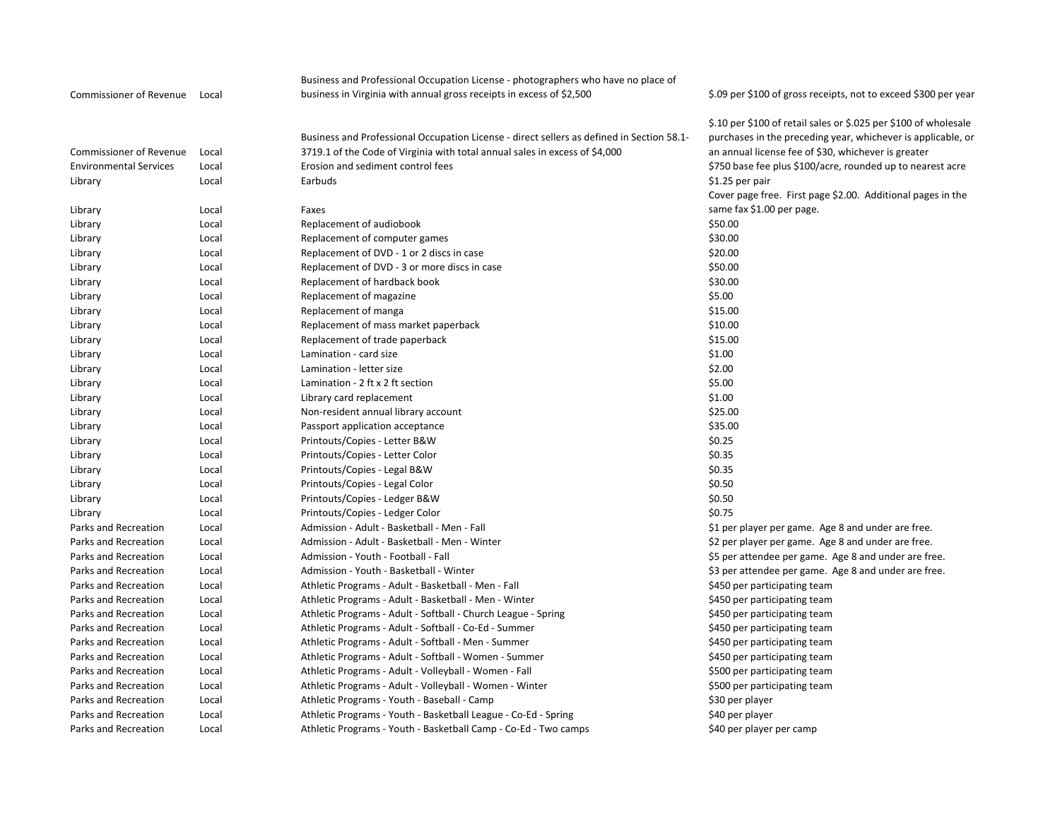| | | | |
|---|---|---|---|
| Commissioner of Revenue | Local | Business and Professional Occupation License - photographers who have no place of business in Virginia with annual gross receipts in excess of $2,500 | $.09 per $100 of gross receipts, not to exceed $300 per year |
| Commissioner of Revenue | Local | Business and Professional Occupation License - direct sellers as defined in Section 58.1-3719.1 of the Code of Virginia with total annual sales in excess of $4,000 | $.10 per $100 of retail sales or $.025 per $100 of wholesale purchases in the preceding year, whichever is applicable, or an annual license fee of $30, whichever is greater |
| Environmental Services | Local | Erosion and sediment control fees | $750 base fee plus $100/acre, rounded up to nearest acre |
| Library | Local | Earbuds | $1.25 per pair |
| Library | Local | Faxes | Cover page free. First page $2.00. Additional pages in the same fax $1.00 per page. |
| Library | Local | Replacement of audiobook | $50.00 |
| Library | Local | Replacement of computer games | $30.00 |
| Library | Local | Replacement of DVD - 1 or 2 discs in case | $20.00 |
| Library | Local | Replacement of DVD - 3 or more discs in case | $50.00 |
| Library | Local | Replacement of hardback book | $30.00 |
| Library | Local | Replacement of magazine | $5.00 |
| Library | Local | Replacement of manga | $15.00 |
| Library | Local | Replacement of mass market paperback | $10.00 |
| Library | Local | Replacement of trade paperback | $15.00 |
| Library | Local | Lamination - card size | $1.00 |
| Library | Local | Lamination - letter size | $2.00 |
| Library | Local | Lamination - 2 ft x 2 ft section | $5.00 |
| Library | Local | Library card replacement | $1.00 |
| Library | Local | Non-resident annual library account | $25.00 |
| Library | Local | Passport application acceptance | $35.00 |
| Library | Local | Printouts/Copies - Letter B&W | $0.25 |
| Library | Local | Printouts/Copies - Letter Color | $0.35 |
| Library | Local | Printouts/Copies - Legal B&W | $0.35 |
| Library | Local | Printouts/Copies - Legal Color | $0.50 |
| Library | Local | Printouts/Copies - Ledger B&W | $0.50 |
| Library | Local | Printouts/Copies - Ledger Color | $0.75 |
| Parks and Recreation | Local | Admission - Adult - Basketball - Men - Fall | $1 per player per game. Age 8 and under are free. |
| Parks and Recreation | Local | Admission - Adult - Basketball - Men - Winter | $2 per player per game. Age 8 and under are free. |
| Parks and Recreation | Local | Admission - Youth - Football - Fall | $5 per attendee per game. Age 8 and under are free. |
| Parks and Recreation | Local | Admission - Youth - Basketball - Winter | $3 per attendee per game. Age 8 and under are free. |
| Parks and Recreation | Local | Athletic Programs - Adult - Basketball - Men - Fall | $450 per participating team |
| Parks and Recreation | Local | Athletic Programs - Adult - Basketball - Men - Winter | $450 per participating team |
| Parks and Recreation | Local | Athletic Programs - Adult - Softball - Church League - Spring | $450 per participating team |
| Parks and Recreation | Local | Athletic Programs - Adult - Softball - Co-Ed - Summer | $450 per participating team |
| Parks and Recreation | Local | Athletic Programs - Adult - Softball - Men - Summer | $450 per participating team |
| Parks and Recreation | Local | Athletic Programs - Adult - Softball - Women - Summer | $450 per participating team |
| Parks and Recreation | Local | Athletic Programs - Adult - Volleyball - Women - Fall | $500 per participating team |
| Parks and Recreation | Local | Athletic Programs - Adult - Volleyball - Women - Winter | $500 per participating team |
| Parks and Recreation | Local | Athletic Programs - Youth - Baseball - Camp | $30 per player |
| Parks and Recreation | Local | Athletic Programs - Youth - Basketball League - Co-Ed - Spring | $40 per player |
| Parks and Recreation | Local | Athletic Programs - Youth - Basketball Camp - Co-Ed - Two camps | $40 per player per camp |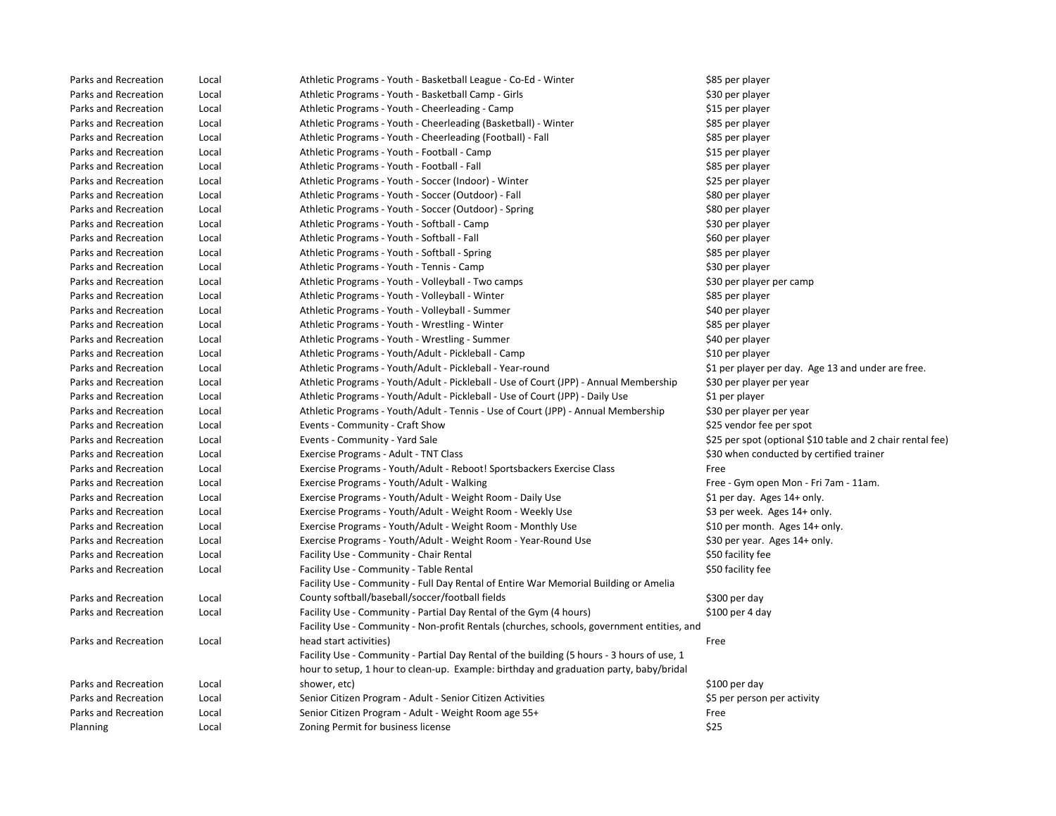| | | | |
|---|---|---|---|
| Parks and Recreation | Local | Athletic Programs - Youth - Basketball League - Co-Ed - Winter | $85 per player |
| Parks and Recreation | Local | Athletic Programs - Youth - Basketball Camp - Girls | $30 per player |
| Parks and Recreation | Local | Athletic Programs - Youth - Cheerleading - Camp | $15 per player |
| Parks and Recreation | Local | Athletic Programs - Youth - Cheerleading (Basketball) - Winter | $85 per player |
| Parks and Recreation | Local | Athletic Programs - Youth - Cheerleading (Football) - Fall | $85 per player |
| Parks and Recreation | Local | Athletic Programs - Youth - Football - Camp | $15 per player |
| Parks and Recreation | Local | Athletic Programs - Youth - Football - Fall | $85 per player |
| Parks and Recreation | Local | Athletic Programs - Youth - Soccer (Indoor) - Winter | $25 per player |
| Parks and Recreation | Local | Athletic Programs - Youth - Soccer (Outdoor) - Fall | $80 per player |
| Parks and Recreation | Local | Athletic Programs - Youth - Soccer (Outdoor) - Spring | $80 per player |
| Parks and Recreation | Local | Athletic Programs - Youth - Softball - Camp | $30 per player |
| Parks and Recreation | Local | Athletic Programs - Youth - Softball - Fall | $60 per player |
| Parks and Recreation | Local | Athletic Programs - Youth - Softball - Spring | $85 per player |
| Parks and Recreation | Local | Athletic Programs - Youth - Tennis - Camp | $30 per player |
| Parks and Recreation | Local | Athletic Programs - Youth - Volleyball - Two camps | $30 per player per camp |
| Parks and Recreation | Local | Athletic Programs - Youth - Volleyball - Winter | $85 per player |
| Parks and Recreation | Local | Athletic Programs - Youth - Volleyball - Summer | $40 per player |
| Parks and Recreation | Local | Athletic Programs - Youth - Wrestling - Winter | $85 per player |
| Parks and Recreation | Local | Athletic Programs - Youth - Wrestling - Summer | $40 per player |
| Parks and Recreation | Local | Athletic Programs - Youth/Adult - Pickleball - Camp | $10 per player |
| Parks and Recreation | Local | Athletic Programs - Youth/Adult - Pickleball - Year-round | $1 per player per day. Age 13 and under are free. |
| Parks and Recreation | Local | Athletic Programs - Youth/Adult - Pickleball - Use of Court (JPP) - Annual Membership | $30 per player per year |
| Parks and Recreation | Local | Athletic Programs - Youth/Adult - Pickleball - Use of Court (JPP) - Daily Use | $1 per player |
| Parks and Recreation | Local | Athletic Programs - Youth/Adult - Tennis - Use of Court (JPP) - Annual Membership | $30 per player per year |
| Parks and Recreation | Local | Events - Community - Craft Show | $25 vendor fee per spot |
| Parks and Recreation | Local | Events - Community - Yard Sale | $25 per spot (optional $10 table and 2 chair rental fee) |
| Parks and Recreation | Local | Exercise Programs - Adult - TNT Class | $30 when conducted by certified trainer |
| Parks and Recreation | Local | Exercise Programs - Youth/Adult - Reboot! Sportsbackers Exercise Class | Free |
| Parks and Recreation | Local | Exercise Programs - Youth/Adult - Walking | Free - Gym open Mon - Fri 7am - 11am. |
| Parks and Recreation | Local | Exercise Programs - Youth/Adult - Weight Room - Daily Use | $1 per day. Ages 14+ only. |
| Parks and Recreation | Local | Exercise Programs - Youth/Adult - Weight Room - Weekly Use | $3 per week. Ages 14+ only. |
| Parks and Recreation | Local | Exercise Programs - Youth/Adult - Weight Room - Monthly Use | $10 per month. Ages 14+ only. |
| Parks and Recreation | Local | Exercise Programs - Youth/Adult - Weight Room - Year-Round Use | $30 per year. Ages 14+ only. |
| Parks and Recreation | Local | Facility Use - Community - Chair Rental | $50 facility fee |
| Parks and Recreation | Local | Facility Use - Community - Table Rental | $50 facility fee |
| Parks and Recreation | Local | Facility Use - Community - Full Day Rental of Entire War Memorial Building or Amelia County softball/baseball/soccer/football fields | $300 per day |
| Parks and Recreation | Local | Facility Use - Community - Partial Day Rental of the Gym (4 hours) | $100 per 4 day |
| Parks and Recreation | Local | Facility Use - Community - Non-profit Rentals (churches, schools, government entities, and head start activities) | Free |
| Parks and Recreation | Local | Facility Use - Community - Partial Day Rental of the building (5 hours - 3 hours of use, 1 hour to setup, 1 hour to clean-up. Example: birthday and graduation party, baby/bridal shower, etc) | $100 per day |
| Parks and Recreation | Local | Senior Citizen Program - Adult - Senior Citizen Activities | $5 per person per activity |
| Parks and Recreation | Local | Senior Citizen Program - Adult - Weight Room age 55+ | Free |
| Planning | Local | Zoning Permit for business license | $25 |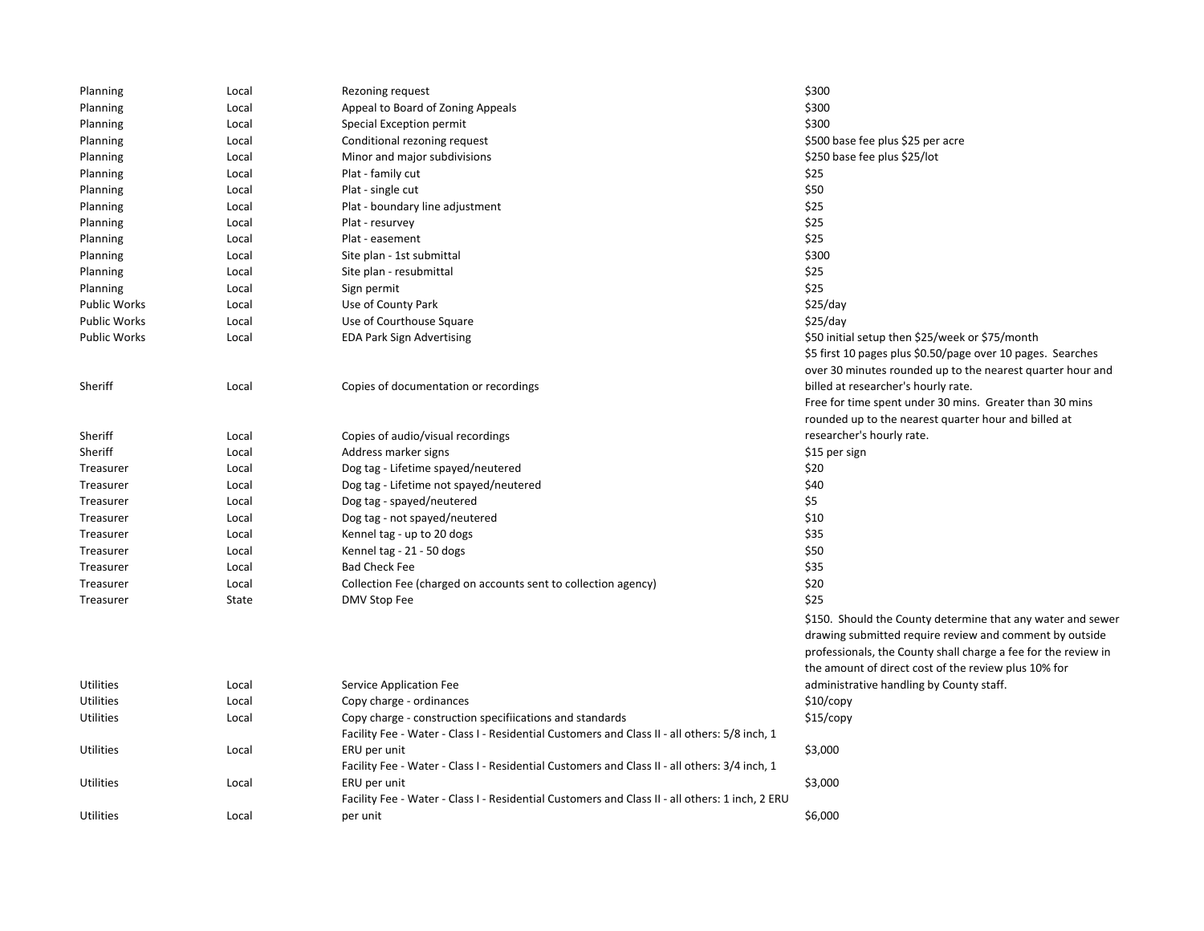| | | | |
|---|---|---|---|
| Planning | Local | Rezoning request | $300 |
| Planning | Local | Appeal to Board of Zoning Appeals | $300 |
| Planning | Local | Special Exception permit | $300 |
| Planning | Local | Conditional rezoning request | $500 base fee plus $25 per acre |
| Planning | Local | Minor and major subdivisions | $250 base fee plus $25/lot |
| Planning | Local | Plat - family cut | $25 |
| Planning | Local | Plat - single cut | $50 |
| Planning | Local | Plat - boundary line adjustment | $25 |
| Planning | Local | Plat - resurvey | $25 |
| Planning | Local | Plat - easement | $25 |
| Planning | Local | Site plan - 1st submittal | $300 |
| Planning | Local | Site plan - resubmittal | $25 |
| Planning | Local | Sign permit | $25 |
| Public Works | Local | Use of County Park | $25/day |
| Public Works | Local | Use of Courthouse Square | $25/day |
| Public Works | Local | EDA Park Sign Advertising | $50 initial setup then $25/week or $75/month |
| Sheriff | Local | Copies of documentation or recordings | $5 first 10 pages plus $0.50/page over 10 pages. Searches over 30 minutes rounded up to the nearest quarter hour and billed at researcher's hourly rate. |
| Sheriff | Local | Copies of audio/visual recordings | Free for time spent under 30 mins. Greater than 30 mins rounded up to the nearest quarter hour and billed at researcher's hourly rate. |
| Sheriff | Local | Address marker signs | $15 per sign |
| Treasurer | Local | Dog tag - Lifetime spayed/neutered | $20 |
| Treasurer | Local | Dog tag - Lifetime not spayed/neutered | $40 |
| Treasurer | Local | Dog tag - spayed/neutered | $5 |
| Treasurer | Local | Dog tag - not spayed/neutered | $10 |
| Treasurer | Local | Kennel tag - up to 20 dogs | $35 |
| Treasurer | Local | Kennel tag - 21 - 50 dogs | $50 |
| Treasurer | Local | Bad Check Fee | $35 |
| Treasurer | Local | Collection Fee (charged on accounts sent to collection agency) | $20 |
| Treasurer | State | DMV Stop Fee | $25 |
| Utilities | Local | Service Application Fee | $150. Should the County determine that any water and sewer drawing submitted require review and comment by outside professionals, the County shall charge a fee for the review in the amount of direct cost of the review plus 10% for administrative handling by County staff. |
| Utilities | Local | Copy charge - ordinances | $10/copy |
| Utilities | Local | Copy charge - construction specifiications and standards | $15/copy |
| Utilities | Local | Facility Fee - Water - Class I - Residential Customers and Class II - all others: 5/8 inch, 1 ERU per unit | $3,000 |
| Utilities | Local | Facility Fee - Water - Class I - Residential Customers and Class II - all others: 3/4 inch, 1 ERU per unit | $3,000 |
| Utilities | Local | Facility Fee - Water - Class I - Residential Customers and Class II - all others: 1 inch, 2 ERU per unit | $6,000 |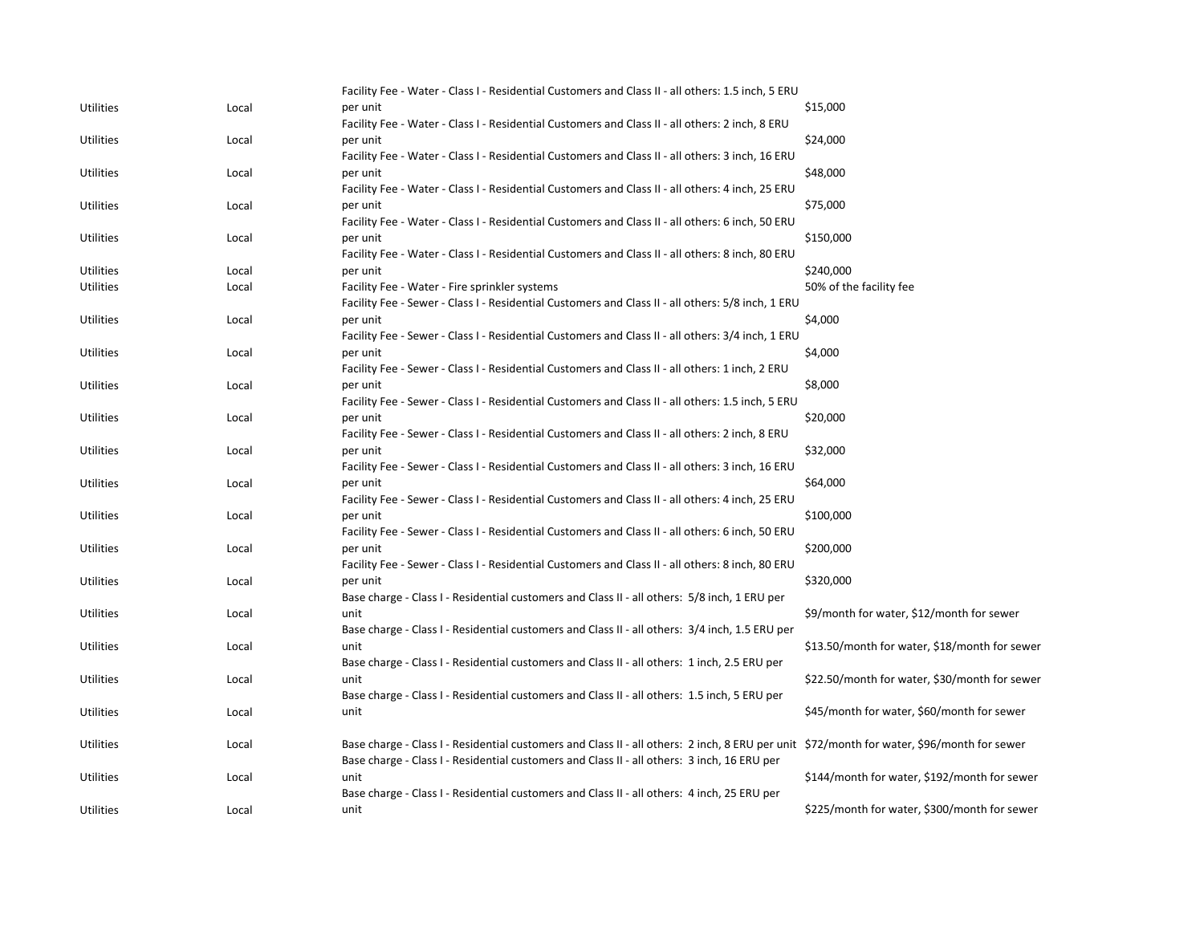| | | | |
|---|---|---|---|
| Utilities | Local | Facility Fee - Water - Class I - Residential Customers and Class II - all others: 1.5 inch, 5 ERU per unit | $15,000 |
| Utilities | Local | Facility Fee - Water - Class I - Residential Customers and Class II - all others: 2 inch, 8 ERU per unit | $24,000 |
| Utilities | Local | Facility Fee - Water - Class I - Residential Customers and Class II - all others: 3 inch, 16 ERU per unit | $48,000 |
| Utilities | Local | Facility Fee - Water - Class I - Residential Customers and Class II - all others: 4 inch, 25 ERU per unit | $75,000 |
| Utilities | Local | Facility Fee - Water - Class I - Residential Customers and Class II - all others: 6 inch, 50 ERU per unit | $150,000 |
| Utilities | Local | Facility Fee - Water - Class I - Residential Customers and Class II - all others: 8 inch, 80 ERU per unit | $240,000 |
| Utilities | Local | Facility Fee - Water - Fire sprinkler systems | 50% of the facility fee |
| Utilities | Local | Facility Fee - Sewer - Class I - Residential Customers and Class II - all others: 5/8 inch, 1 ERU per unit | $4,000 |
| Utilities | Local | Facility Fee - Sewer - Class I - Residential Customers and Class II - all others: 3/4 inch, 1 ERU per unit | $4,000 |
| Utilities | Local | Facility Fee - Sewer - Class I - Residential Customers and Class II - all others: 1 inch, 2 ERU per unit | $8,000 |
| Utilities | Local | Facility Fee - Sewer - Class I - Residential Customers and Class II - all others: 1.5 inch, 5 ERU per unit | $20,000 |
| Utilities | Local | Facility Fee - Sewer - Class I - Residential Customers and Class II - all others: 2 inch, 8 ERU per unit | $32,000 |
| Utilities | Local | Facility Fee - Sewer - Class I - Residential Customers and Class II - all others: 3 inch, 16 ERU per unit | $64,000 |
| Utilities | Local | Facility Fee - Sewer - Class I - Residential Customers and Class II - all others: 4 inch, 25 ERU per unit | $100,000 |
| Utilities | Local | Facility Fee - Sewer - Class I - Residential Customers and Class II - all others: 6 inch, 50 ERU per unit | $200,000 |
| Utilities | Local | Facility Fee - Sewer - Class I - Residential Customers and Class II - all others: 8 inch, 80 ERU per unit | $320,000 |
| Utilities | Local | Base charge - Class I - Residential customers and Class II - all others: 5/8 inch, 1 ERU per unit | $9/month for water, $12/month for sewer |
| Utilities | Local | Base charge - Class I - Residential customers and Class II - all others: 3/4 inch, 1.5 ERU per unit | $13.50/month for water, $18/month for sewer |
| Utilities | Local | Base charge - Class I - Residential customers and Class II - all others: 1 inch, 2.5 ERU per unit | $22.50/month for water, $30/month for sewer |
| Utilities | Local | Base charge - Class I - Residential customers and Class II - all others: 1.5 inch, 5 ERU per unit | $45/month for water, $60/month for sewer |
| Utilities | Local | Base charge - Class I - Residential customers and Class II - all others: 2 inch, 8 ERU per unit | $72/month for water, $96/month for sewer |
| Utilities | Local | Base charge - Class I - Residential customers and Class II - all others: 3 inch, 16 ERU per unit | $144/month for water, $192/month for sewer |
| Utilities | Local | Base charge - Class I - Residential customers and Class II - all others: 4 inch, 25 ERU per unit | $225/month for water, $300/month for sewer |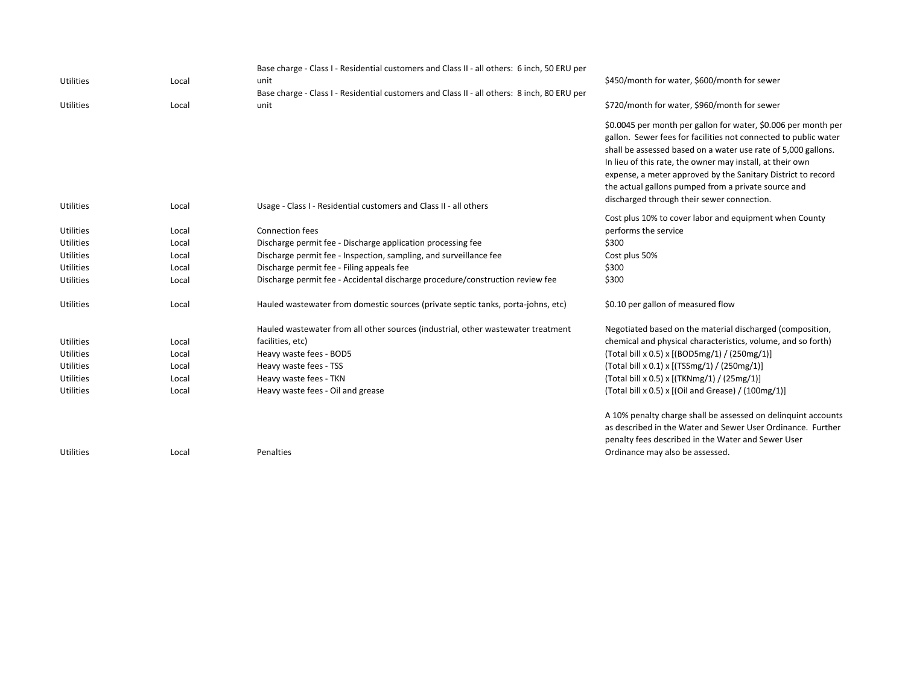| | | | |
|---|---|---|---|
| Utilities | Local | Base charge - Class I - Residential customers and Class II - all others: 6 inch, 50 ERU per unit | \$450/month for water, \$600/month for sewer |
| Utilities | Local | Base charge - Class I - Residential customers and Class II - all others: 8 inch, 80 ERU per unit | \$720/month for water, \$960/month for sewer |
| Utilities | Local | Usage - Class I - Residential customers and Class II - all others | \$0.0045 per month per gallon for water, \$0.006 per month per gallon. Sewer fees for facilities not connected to public water shall be assessed based on a water use rate of 5,000 gallons. In lieu of this rate, the owner may install, at their own expense, a meter approved by the Sanitary District to record the actual gallons pumped from a private source and discharged through their sewer connection. |
| Utilities | Local | Connection fees | Cost plus 10% to cover labor and equipment when County performs the service |
| Utilities | Local | Discharge permit fee - Discharge application processing fee | \$300 |
| Utilities | Local | Discharge permit fee - Inspection, sampling, and surveillance fee | Cost plus 50% |
| Utilities | Local | Discharge permit fee - Filing appeals fee | \$300 |
| Utilities | Local | Discharge permit fee - Accidental discharge procedure/construction review fee | \$300 |
| Utilities | Local | Hauled wastewater from domestic sources (private septic tanks, porta-johns, etc) | \$0.10 per gallon of measured flow |
| Utilities | Local | Hauled wastewater from all other sources (industrial, other wastewater treatment facilities, etc) | Negotiated based on the material discharged (composition, chemical and physical characteristics, volume, and so forth) |
| Utilities | Local | Heavy waste fees - BOD5 | (Total bill x 0.5) x [(BOD5mg/1) / (250mg/1)] |
| Utilities | Local | Heavy waste fees - TSS | (Total bill x 0.1) x [(TSSmg/1) / (250mg/1)] |
| Utilities | Local | Heavy waste fees - TKN | (Total bill x 0.5) x [(TKNmg/1) / (25mg/1)] |
| Utilities | Local | Heavy waste fees - Oil and grease | (Total bill x 0.5) x [(Oil and Grease) / (100mg/1)] |
| Utilities | Local | Penalties | A 10% penalty charge shall be assessed on delinquint accounts as described in the Water and Sewer User Ordinance. Further penalty fees described in the Water and Sewer User Ordinance may also be assessed. |